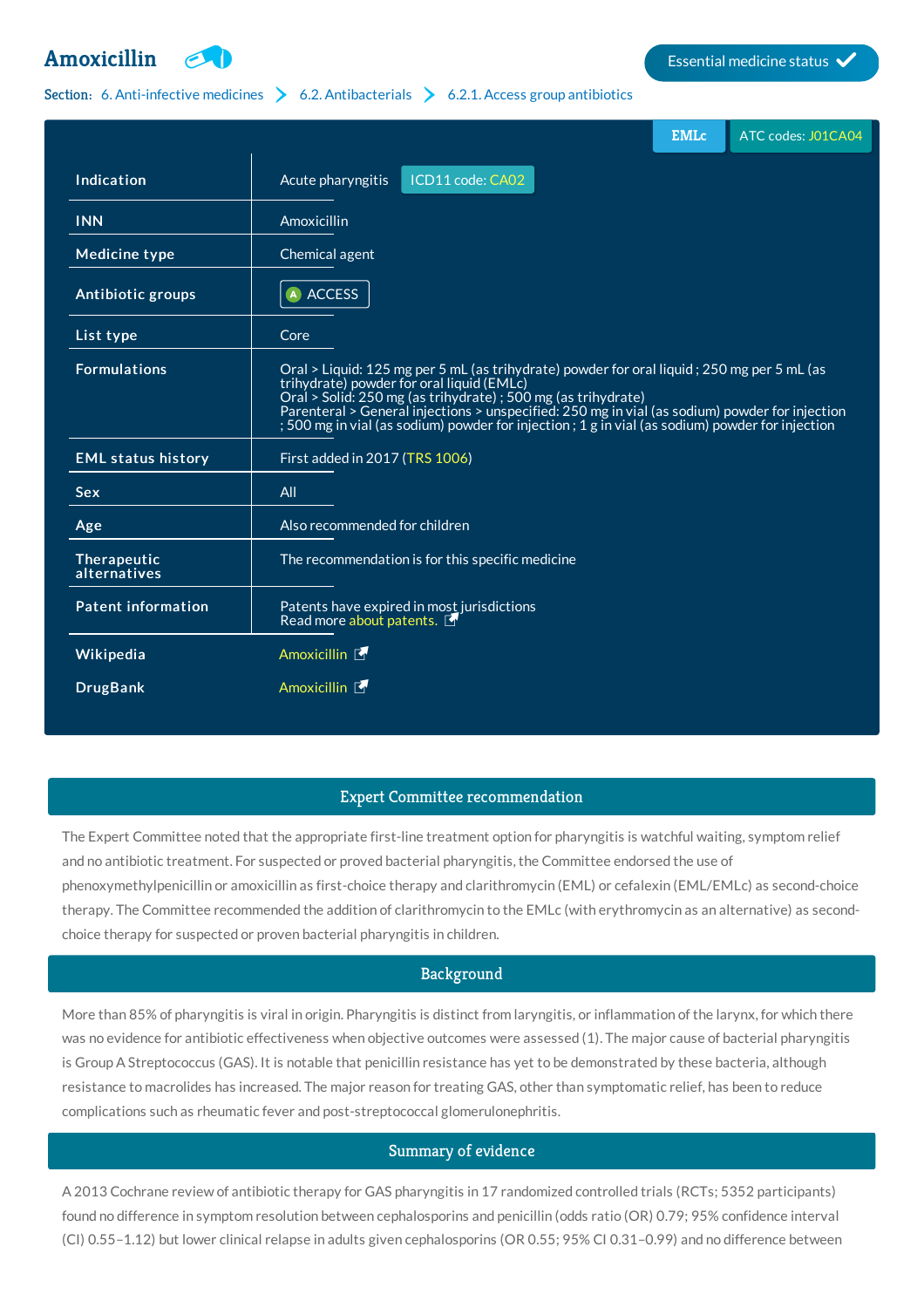# Amoxicillin

Essential medicine status ✓

Section: 6. Anti-infective medicines > 6.2. Antibacterials > 6.2.1. Access group antibiotics

EMLc | ATC codes: J01CA04

| | |
|---|---|
| **Indication** | Acute pharyngitis ICD11 code: CA02 |
| **INN** | Amoxicillin |
| **Medicine type** | Chemical agent |
| **Antibiotic groups** | ACCESS |
| **List type** | Core |
| **Formulations** | Oral > Liquid: 125 mg per 5 mL (as trihydrate) powder for oral liquid ; 250 mg per 5 mL (as trihydrate) powder for oral liquid (EMLc)<br>Oral > Solid: 250 mg (as trihydrate) ; 500 mg (as trihydrate)<br>Parenteral > General injections > unspecified: 250 mg in vial (as sodium) powder for injection ; 500 mg in vial (as sodium) powder for injection ; 1 g in vial (as sodium) powder for injection |
| **EML status history** | First added in 2017 (TRS 1006) |
| **Sex** | All |
| **Age** | Also recommended for children |
| **Therapeutic alternatives** | The recommendation is for this specific medicine |
| **Patent information** | Patents have expired in most jurisdictions<br>Read more about patents. |
| **Wikipedia** | Amoxicillin |
| **DrugBank** | Amoxicillin |

## Expert Committee recommendation

The Expert Committee noted that the appropriate first-line treatment option for pharyngitis is watchful waiting, symptom relief and no antibiotic treatment. For suspected or proved bacterial pharyngitis, the Committee endorsed the use of phenoxymethylpenicillin or amoxicillin as first-choice therapy and clarithromycin (EML) or cefalexin (EML/EMLc) as second-choice therapy. The Committee recommended the addition of clarithromycin to the EMLc (with erythromycin as an alternative) as second-choice therapy for suspected or proven bacterial pharyngitis in children.

## Background

More than 85% of pharyngitis is viral in origin. Pharyngitis is distinct from laryngitis, or inflammation of the larynx, for which there was no evidence for antibiotic effectiveness when objective outcomes were assessed (1). The major cause of bacterial pharyngitis is Group A Streptococcus (GAS). It is notable that penicillin resistance has yet to be demonstrated by these bacteria, although resistance to macrolides has increased. The major reason for treating GAS, other than symptomatic relief, has been to reduce complications such as rheumatic fever and post-streptococcal glomerulonephritis.

## Summary of evidence

A 2013 Cochrane review of antibiotic therapy for GAS pharyngitis in 17 randomized controlled trials (RCTs; 5352 participants) found no difference in symptom resolution between cephalosporins and penicillin (odds ratio (OR) 0.79; 95% confidence interval (CI) 0.55–1.12) but lower clinical relapse in adults given cephalosporins (OR 0.55; 95% CI 0.31–0.99) and no difference between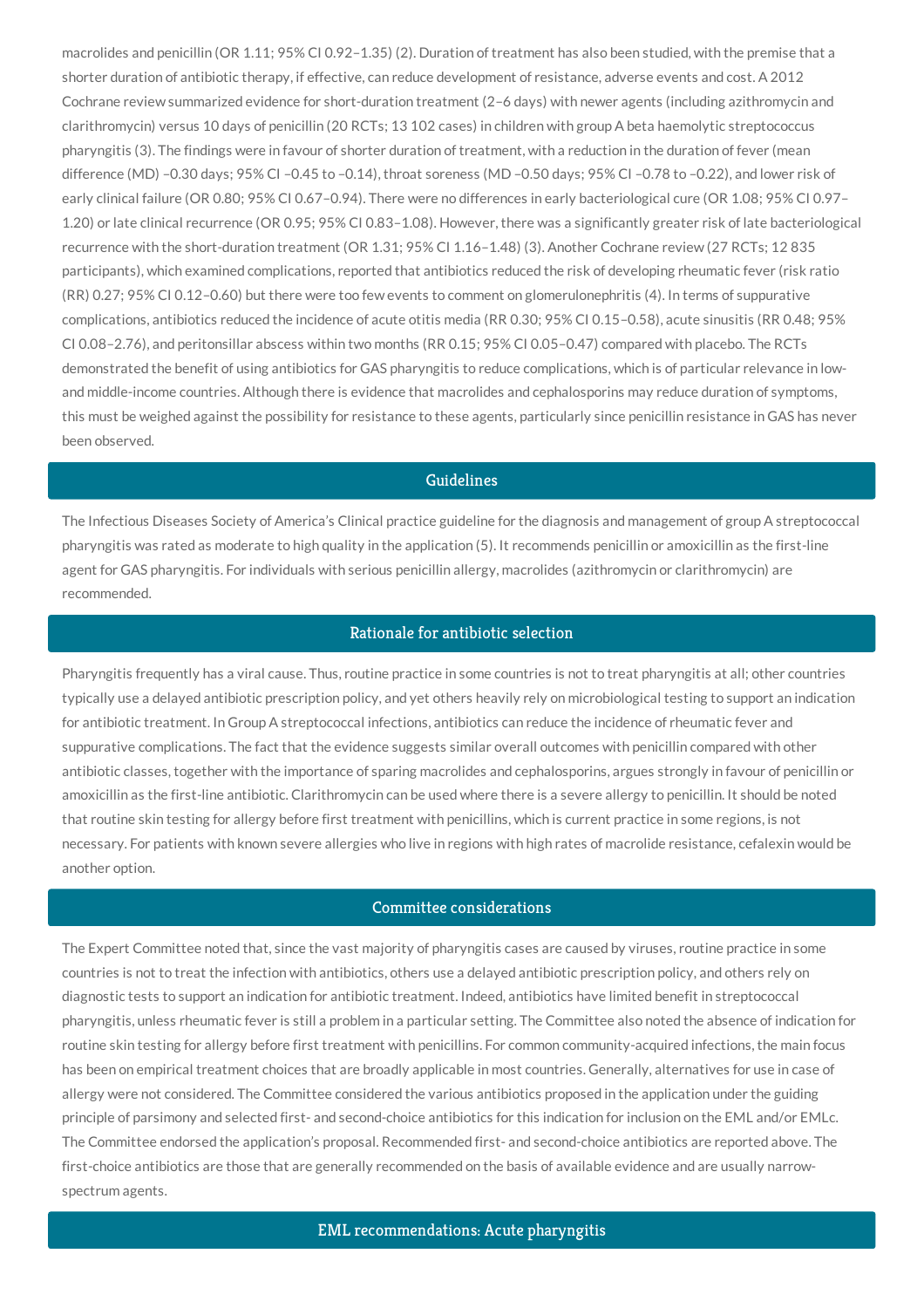macrolides and penicillin (OR 1.11; 95% CI 0.92–1.35) (2). Duration of treatment has also been studied, with the premise that a shorter duration of antibiotic therapy, if effective, can reduce development of resistance, adverse events and cost. A 2012 Cochrane review summarized evidence for short-duration treatment (2–6 days) with newer agents (including azithromycin and clarithromycin) versus 10 days of penicillin (20 RCTs; 13 102 cases) in children with group A beta haemolytic streptococcus pharyngitis (3). The findings were in favour of shorter duration of treatment, with a reduction in the duration of fever (mean difference (MD) –0.30 days; 95% CI –0.45 to –0.14), throat soreness (MD –0.50 days; 95% CI –0.78 to –0.22), and lower risk of early clinical failure (OR 0.80; 95% CI 0.67–0.94). There were no differences in early bacteriological cure (OR 1.08; 95% CI 0.97–1.20) or late clinical recurrence (OR 0.95; 95% CI 0.83–1.08). However, there was a significantly greater risk of late bacteriological recurrence with the short-duration treatment (OR 1.31; 95% CI 1.16–1.48) (3). Another Cochrane review (27 RCTs; 12 835 participants), which examined complications, reported that antibiotics reduced the risk of developing rheumatic fever (risk ratio (RR) 0.27; 95% CI 0.12–0.60) but there were too few events to comment on glomerulonephritis (4). In terms of suppurative complications, antibiotics reduced the incidence of acute otitis media (RR 0.30; 95% CI 0.15–0.58), acute sinusitis (RR 0.48; 95% CI 0.08–2.76), and peritonsillar abscess within two months (RR 0.15; 95% CI 0.05–0.47) compared with placebo. The RCTs demonstrated the benefit of using antibiotics for GAS pharyngitis to reduce complications, which is of particular relevance in low- and middle-income countries. Although there is evidence that macrolides and cephalosporins may reduce duration of symptoms, this must be weighed against the possibility for resistance to these agents, particularly since penicillin resistance in GAS has never been observed.

## Guidelines

The Infectious Diseases Society of America's Clinical practice guideline for the diagnosis and management of group A streptococcal pharyngitis was rated as moderate to high quality in the application (5). It recommends penicillin or amoxicillin as the first-line agent for GAS pharyngitis. For individuals with serious penicillin allergy, macrolides (azithromycin or clarithromycin) are recommended.

## Rationale for antibiotic selection

Pharyngitis frequently has a viral cause. Thus, routine practice in some countries is not to treat pharyngitis at all; other countries typically use a delayed antibiotic prescription policy, and yet others heavily rely on microbiological testing to support an indication for antibiotic treatment. In Group A streptococcal infections, antibiotics can reduce the incidence of rheumatic fever and suppurative complications. The fact that the evidence suggests similar overall outcomes with penicillin compared with other antibiotic classes, together with the importance of sparing macrolides and cephalosporins, argues strongly in favour of penicillin or amoxicillin as the first-line antibiotic. Clarithromycin can be used where there is a severe allergy to penicillin. It should be noted that routine skin testing for allergy before first treatment with penicillins, which is current practice in some regions, is not necessary. For patients with known severe allergies who live in regions with high rates of macrolide resistance, cefalexin would be another option.

## Committee considerations

The Expert Committee noted that, since the vast majority of pharyngitis cases are caused by viruses, routine practice in some countries is not to treat the infection with antibiotics, others use a delayed antibiotic prescription policy, and others rely on diagnostic tests to support an indication for antibiotic treatment. Indeed, antibiotics have limited benefit in streptococcal pharyngitis, unless rheumatic fever is still a problem in a particular setting. The Committee also noted the absence of indication for routine skin testing for allergy before first treatment with penicillins. For common community-acquired infections, the main focus has been on empirical treatment choices that are broadly applicable in most countries. Generally, alternatives for use in case of allergy were not considered. The Committee considered the various antibiotics proposed in the application under the guiding principle of parsimony and selected first- and second-choice antibiotics for this indication for inclusion on the EML and/or EMLc. The Committee endorsed the application's proposal. Recommended first- and second-choice antibiotics are reported above. The first-choice antibiotics are those that are generally recommended on the basis of available evidence and are usually narrow-spectrum agents.

## EML recommendations: Acute pharyngitis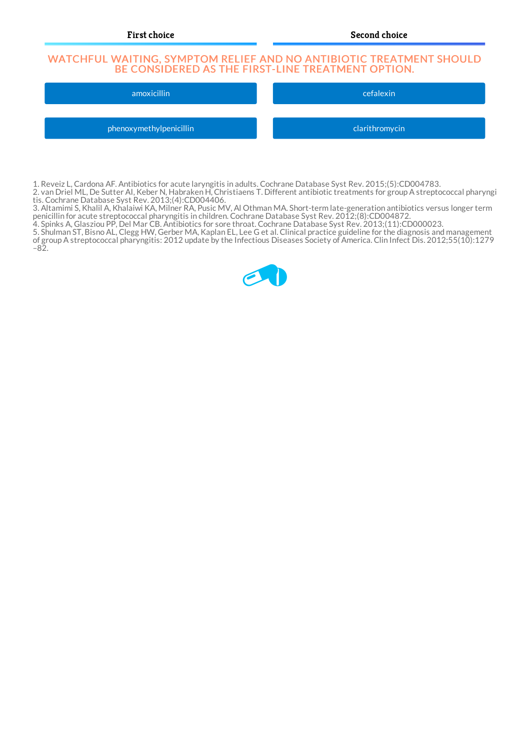| First choice | Second choice |
| --- | --- |
| amoxicillin | cefalexin |
| phenoxymethylpenicillin | clarithromycin |

WATCHFUL WAITING, SYMPTOM RELIEF AND NO ANTIBIOTIC TREATMENT SHOULD BE CONSIDERED AS THE FIRST-LINE TREATMENT OPTION.

1. Reveiz L, Cardona AF. Antibiotics for acute laryngitis in adults. Cochrane Database Syst Rev. 2015;(5):CD004783.
2. van Driel ML, De Sutter AI, Keber N, Habraken H, Christiaens T. Different antibiotic treatments for group A streptococcal pharyngitis. Cochrane Database Syst Rev. 2013;(4):CD004406.
3. Altamimi S, Khalil A, Khalaiwi KA, Milner RA, Pusic MV, Al Othman MA. Short-term late-generation antibiotics versus longer term penicillin for acute streptococcal pharyngitis in children. Cochrane Database Syst Rev. 2012;(8):CD004872.
4. Spinks A, Glasziou PP, Del Mar CB. Antibiotics for sore throat. Cochrane Database Syst Rev. 2013;(11):CD000023.
5. Shulman ST, Bisno AL, Clegg HW, Gerber MA, Kaplan EL, Lee G et al. Clinical practice guideline for the diagnosis and management of group A streptococcal pharyngitis: 2012 update by the Infectious Diseases Society of America. Clin Infect Dis. 2012;55(10):1279–82.